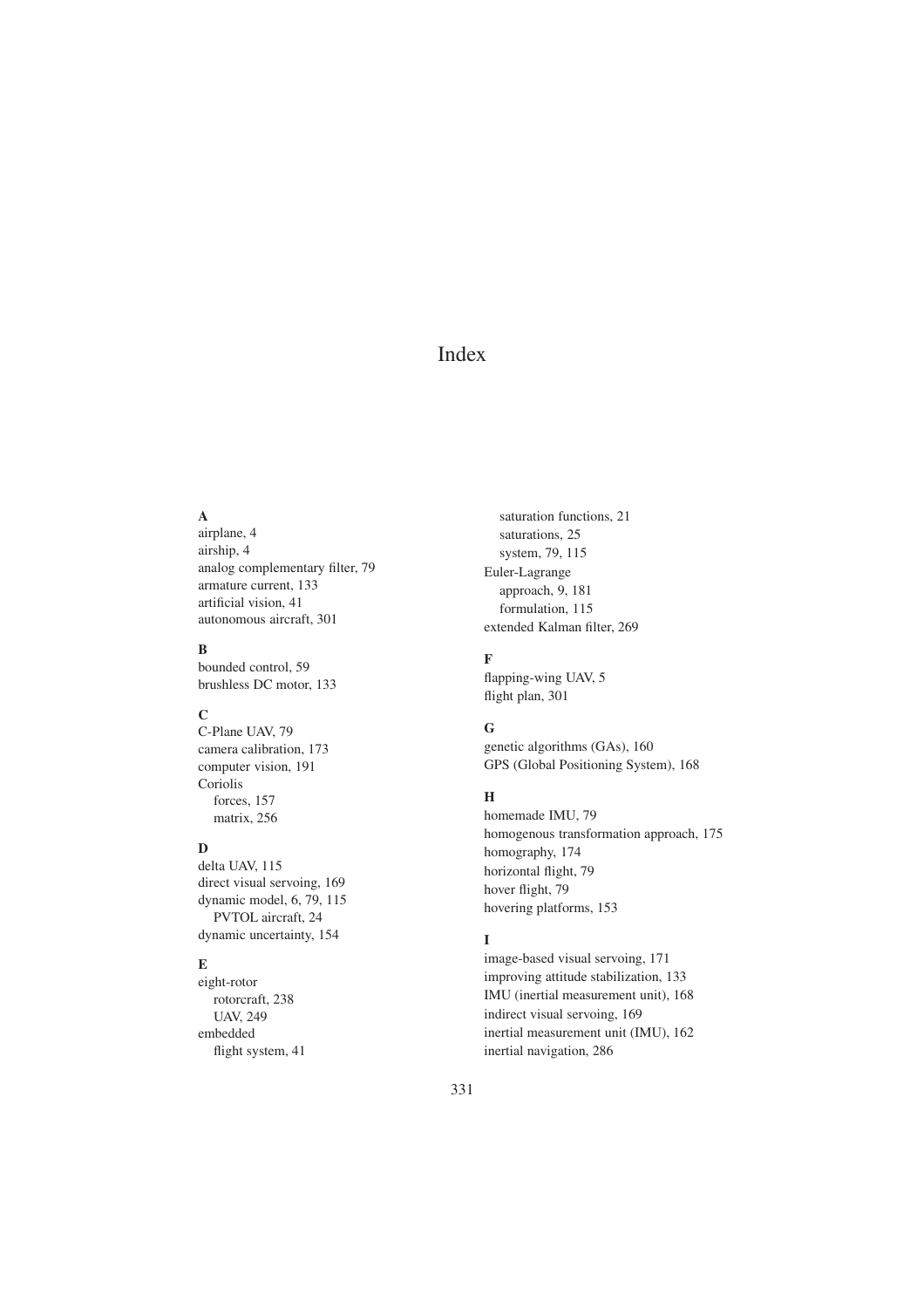# Index

**A**

airplane, 4
airship, 4
analog complementary filter, 79
armature current, 133
artificial vision, 41
autonomous aircraft, 301

**B**

bounded control, 59
brushless DC motor, 133

**C**

C-Plane UAV, 79
camera calibration, 173
computer vision, 191
Coriolis
  forces, 157
  matrix, 256

**D**

delta UAV, 115
direct visual servoing, 169
dynamic model, 6, 79, 115
  PVTOL aircraft, 24
dynamic uncertainty, 154

**E**

eight-rotor
  rotorcraft, 238
  UAV, 249
embedded
  flight system, 41
  saturation functions, 21
  saturations, 25
  system, 79, 115
Euler-Lagrange
  approach, 9, 181
  formulation, 115
extended Kalman filter, 269

**F**

flapping-wing UAV, 5
flight plan, 301

**G**

genetic algorithms (GAs), 160
GPS (Global Positioning System), 168

**H**

homemade IMU, 79
homogenous transformation approach, 175
homography, 174
horizontal flight, 79
hover flight, 79
hovering platforms, 153

**I**

image-based visual servoing, 171
improving attitude stabilization, 133
IMU (inertial measurement unit), 168
indirect visual servoing, 169
inertial measurement unit (IMU), 162
inertial navigation, 286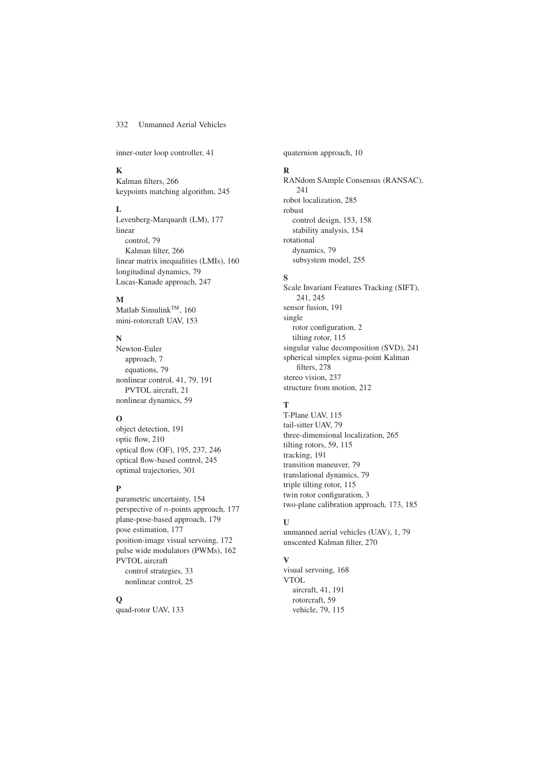inner-outer loop controller, 41

**K**

Kalman filters, 266
keypoints matching algorithm, 245

**L**

Levenberg-Marquardt (LM), 177
linear
  control, 79
  Kalman filter, 266
linear matrix inequalities (LMIs), 160
longitudinal dynamics, 79
Lucas-Kanade approach, 247

**M**

Matlab Simulink™, 160
mini-rotorcraft UAV, 153

**N**

Newton-Euler
  approach, 7
  equations, 79
nonlinear control, 41, 79, 191
  PVTOL aircraft, 21
nonlinear dynamics, 59

**O**

object detection, 191
optic flow, 210
optical flow (OF), 195, 237, 246
optical flow-based control, 245
optimal trajectories, 301

**P**

parametric uncertainty, 154
perspective of $n$-points approach, 177
plane-pose-based approach, 179
pose estimation, 177
position-image visual servoing, 172
pulse wide modulators (PWMs), 162
PVTOL aircraft
  control strategies, 33
  nonlinear control, 25

**Q**

quad-rotor UAV, 133
quaternion approach, 10

**R**

RANdom SAmple Consensus (RANSAC), 241
robot localization, 285
robust
  control design, 153, 158
  stability analysis, 154
rotational
  dynamics, 79
  subsystem model, 255

**S**

Scale Invariant Features Tracking (SIFT), 241, 245
sensor fusion, 191
single
  rotor configuration, 2
  tilting rotor, 115
singular value decomposition (SVD), 241
spherical simplex sigma-point Kalman filters, 278
stereo vision, 237
structure from motion, 212

**T**

T-Plane UAV, 115
tail-sitter UAV, 79
three-dimensional localization, 265
tilting rotors, 59, 115
tracking, 191
transition maneuver, 79
translational dynamics, 79
triple tilting rotor, 115
twin rotor configuration, 3
two-plane calibration approach, 173, 185

**U**

unmanned aerial vehicles (UAV), 1, 79
unscented Kalman filter, 270

**V**

visual servoing, 168
VTOL
  aircraft, 41, 191
  rotorcraft, 59
  vehicle, 79, 115